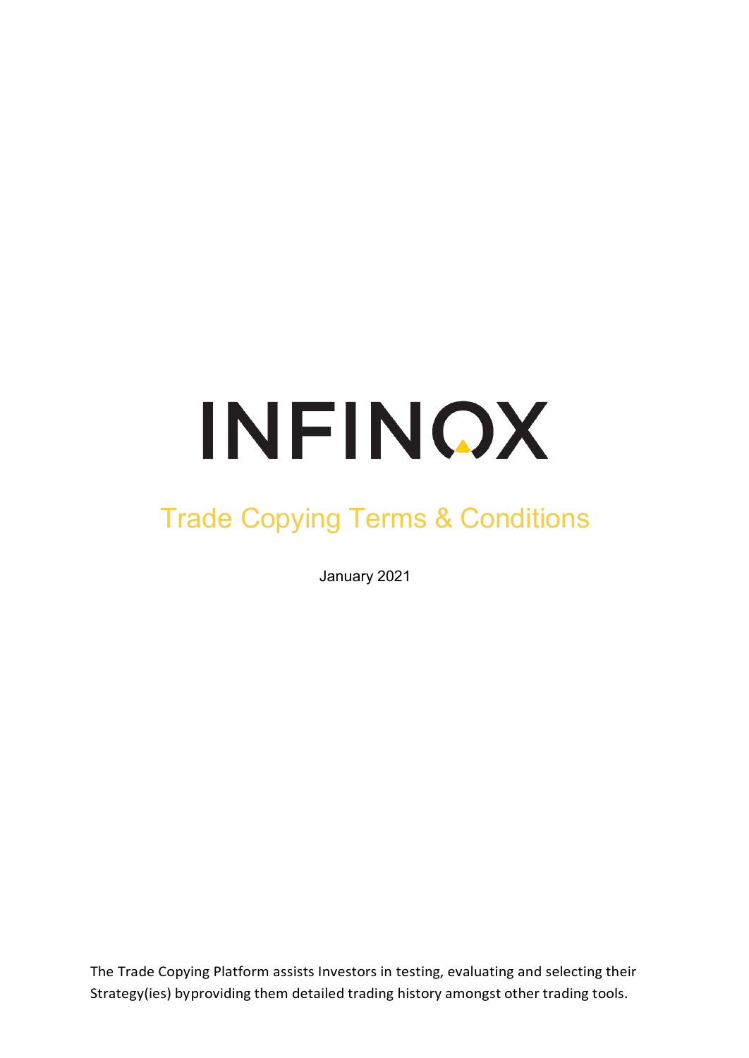# INFINOX

## Trade Copying Terms & Conditions

January 2021

The Trade Copying Platform assists Investors in testing, evaluating and selecting their Strategy(ies) byproviding them detailed trading history amongst other trading tools.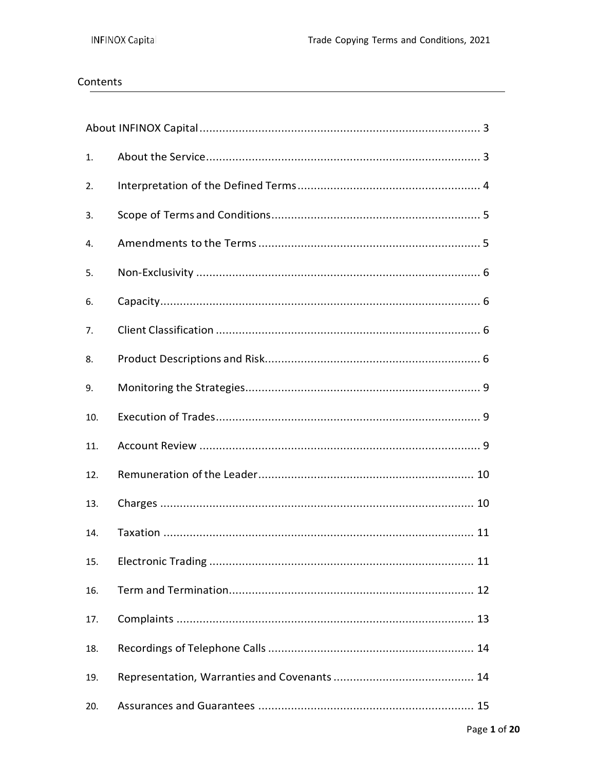## Contents

| | | |
|---|---|---|
| About INFINOX Capital | | 3 |
| 1. | About the Service | 3 |
| 2. | Interpretation of the Defined Terms | 4 |
| 3. | Scope of Terms and Conditions | 5 |
| 4. | Amendments to the Terms | 5 |
| 5. | Non-Exclusivity | 6 |
| 6. | Capacity | 6 |
| 7. | Client Classification | 6 |
| 8. | Product Descriptions and Risk | 6 |
| 9. | Monitoring the Strategies | 9 |
| 10. | Execution of Trades | 9 |
| 11. | Account Review | 9 |
| 12. | Remuneration of the Leader | 10 |
| 13. | Charges | 10 |
| 14. | Taxation | 11 |
| 15. | Electronic Trading | 11 |
| 16. | Term and Termination | 12 |
| 17. | Complaints | 13 |
| 18. | Recordings of Telephone Calls | 14 |
| 19. | Representation, Warranties and Covenants | 14 |
| 20. | Assurances and Guarantees | 15 |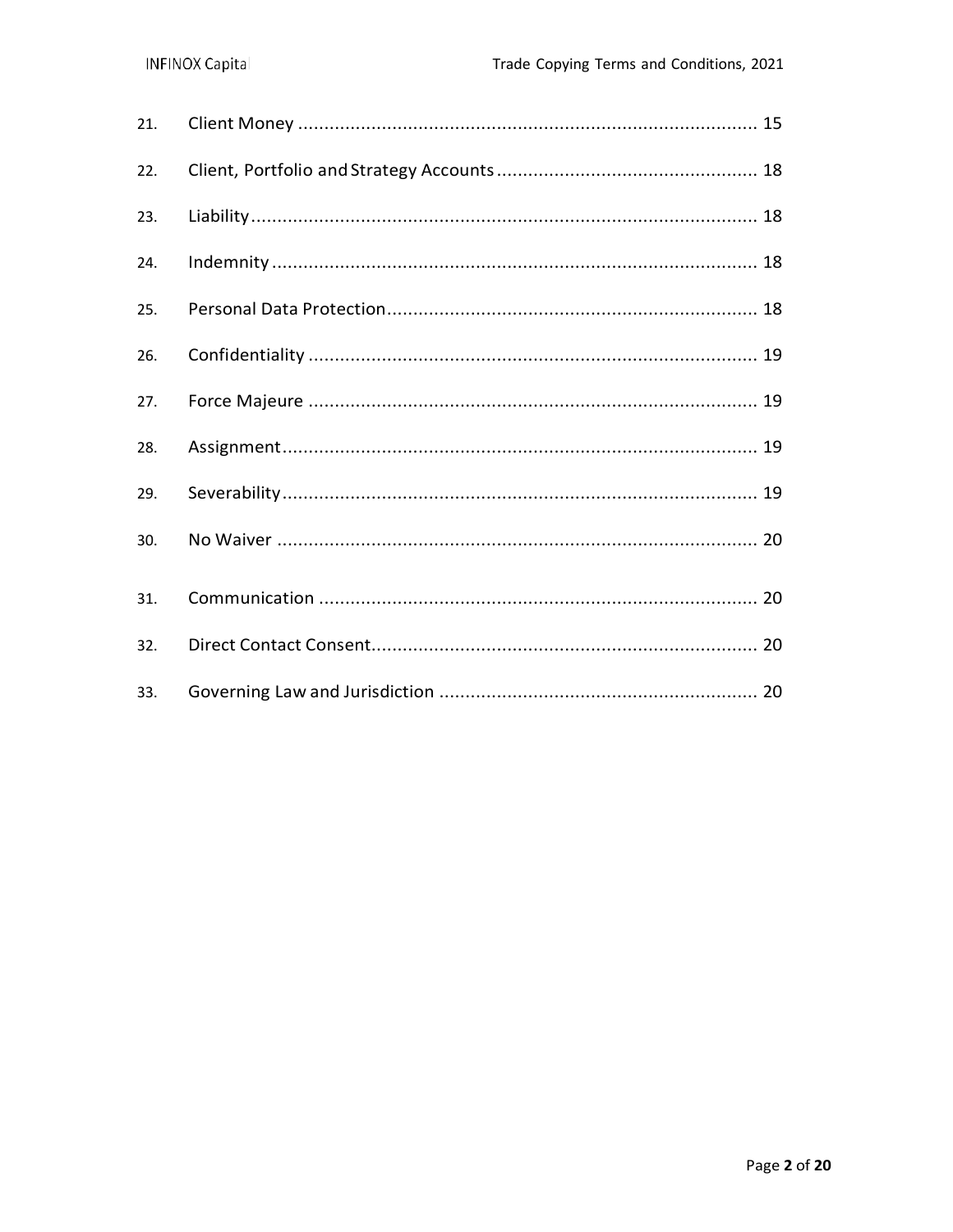21. Client Money ........................................................................................ 15

22. Client, Portfolio and Strategy Accounts ................................................. 18

23. Liability ................................................................................................ 18

24. Indemnity ............................................................................................ 18

25. Personal Data Protection ...................................................................... 18

26. Confidentiality ...................................................................................... 19

27. Force Majeure ...................................................................................... 19

28. Assignment .......................................................................................... 19

29. Severability .......................................................................................... 19

30. No Waiver ............................................................................................ 20

31. Communication .................................................................................... 20

32. Direct Contact Consent ......................................................................... 20

33. Governing Law and Jurisdiction ............................................................ 20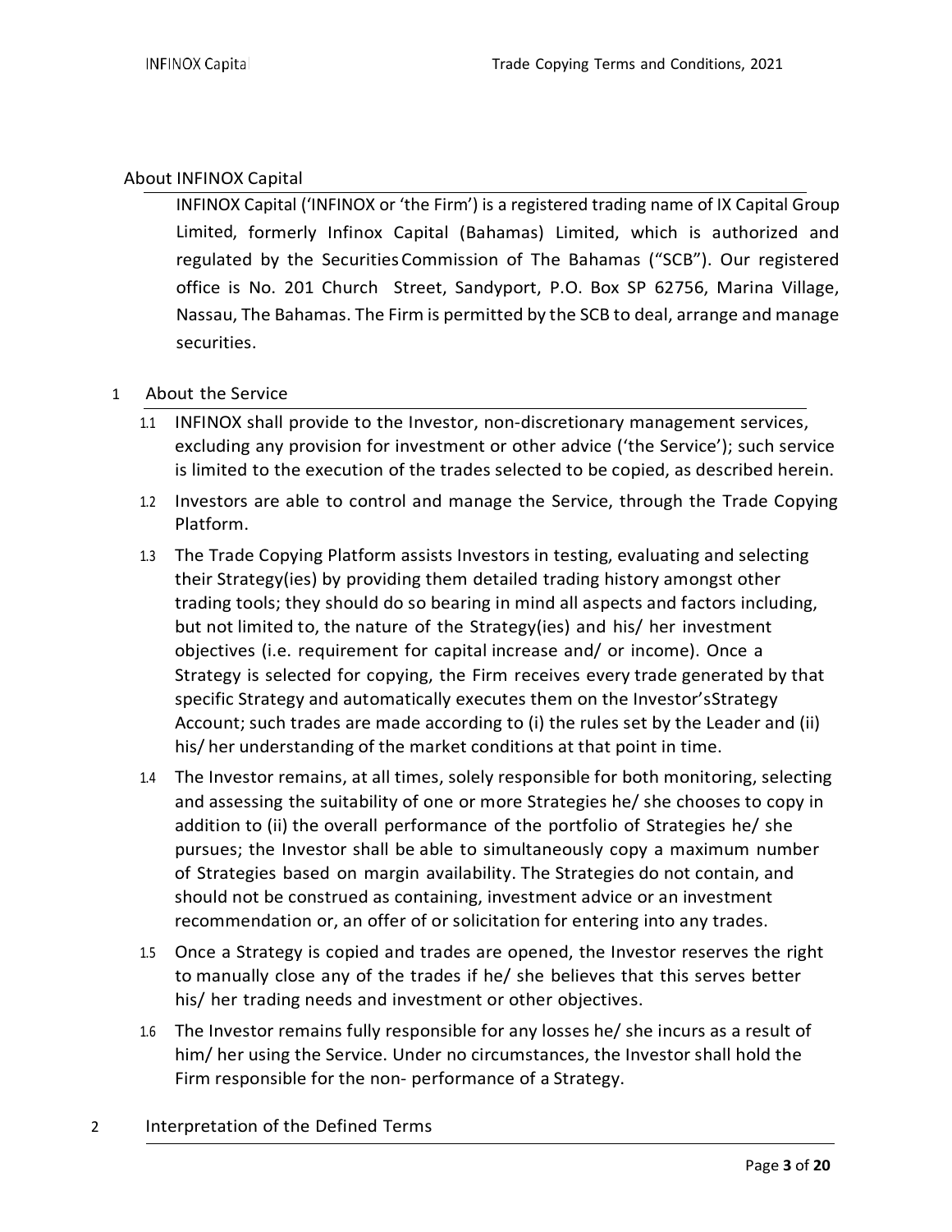## About INFINOX Capital

INFINOX Capital ('INFINOX or 'the Firm') is a registered trading name of IX Capital Group Limited, formerly Infinox Capital (Bahamas) Limited, which is authorized and regulated by the Securities Commission of The Bahamas ("SCB"). Our registered office is No. 201 Church Street, Sandyport, P.O. Box SP 62756, Marina Village, Nassau, The Bahamas. The Firm is permitted by the SCB to deal, arrange and manage securities.

## 1 About the Service

1.1 INFINOX shall provide to the Investor, non-discretionary management services, excluding any provision for investment or other advice ('the Service'); such service is limited to the execution of the trades selected to be copied, as described herein.

1.2 Investors are able to control and manage the Service, through the Trade Copying Platform.

1.3 The Trade Copying Platform assists Investors in testing, evaluating and selecting their Strategy(ies) by providing them detailed trading history amongst other trading tools; they should do so bearing in mind all aspects and factors including, but not limited to, the nature of the Strategy(ies) and his/ her investment objectives (i.e. requirement for capital increase and/ or income). Once a Strategy is selected for copying, the Firm receives every trade generated by that specific Strategy and automatically executes them on the Investor'sStrategy Account; such trades are made according to (i) the rules set by the Leader and (ii) his/ her understanding of the market conditions at that point in time.

1.4 The Investor remains, at all times, solely responsible for both monitoring, selecting and assessing the suitability of one or more Strategies he/ she chooses to copy in addition to (ii) the overall performance of the portfolio of Strategies he/ she pursues; the Investor shall be able to simultaneously copy a maximum number of Strategies based on margin availability. The Strategies do not contain, and should not be construed as containing, investment advice or an investment recommendation or, an offer of or solicitation for entering into any trades.

1.5 Once a Strategy is copied and trades are opened, the Investor reserves the right to manually close any of the trades if he/ she believes that this serves better his/ her trading needs and investment or other objectives.

1.6 The Investor remains fully responsible for any losses he/ she incurs as a result of him/ her using the Service. Under no circumstances, the Investor shall hold the Firm responsible for the non- performance of a Strategy.

## 2 Interpretation of the Defined Terms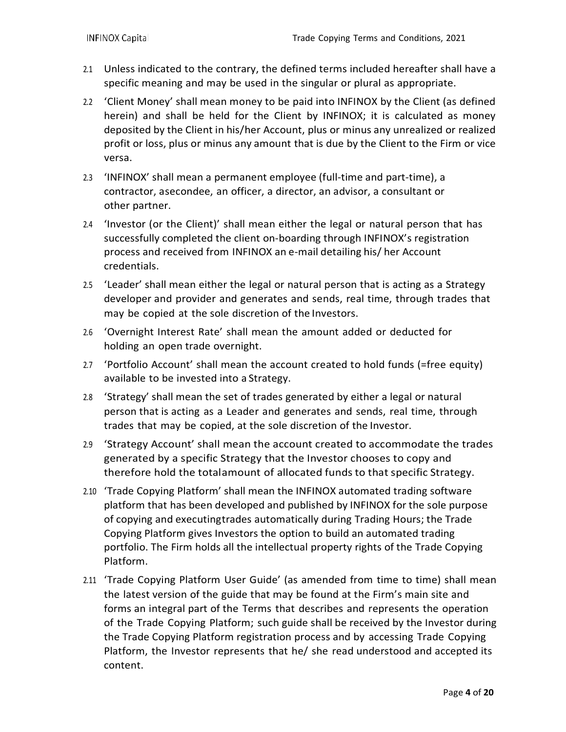2.1 Unless indicated to the contrary, the defined terms included hereafter shall have a specific meaning and may be used in the singular or plural as appropriate.

2.2 'Client Money' shall mean money to be paid into INFINOX by the Client (as defined herein) and shall be held for the Client by INFINOX; it is calculated as money deposited by the Client in his/her Account, plus or minus any unrealized or realized profit or loss, plus or minus any amount that is due by the Client to the Firm or vice versa.

2.3 'INFINOX' shall mean a permanent employee (full-time and part-time), a contractor, asecondee, an officer, a director, an advisor, a consultant or other partner.

2.4 'Investor (or the Client)' shall mean either the legal or natural person that has successfully completed the client on-boarding through INFINOX's registration process and received from INFINOX an e-mail detailing his/ her Account credentials.

2.5 'Leader' shall mean either the legal or natural person that is acting as a Strategy developer and provider and generates and sends, real time, through trades that may be copied at the sole discretion of the Investors.

2.6 'Overnight Interest Rate' shall mean the amount added or deducted for holding an open trade overnight.

2.7 'Portfolio Account' shall mean the account created to hold funds (=free equity) available to be invested into a Strategy.

2.8 'Strategy' shall mean the set of trades generated by either a legal or natural person that is acting as a Leader and generates and sends, real time, through trades that may be copied, at the sole discretion of the Investor.

2.9 'Strategy Account' shall mean the account created to accommodate the trades generated by a specific Strategy that the Investor chooses to copy and therefore hold the totalamount of allocated funds to that specific Strategy.

2.10 'Trade Copying Platform' shall mean the INFINOX automated trading software platform that has been developed and published by INFINOX for the sole purpose of copying and executingtrades automatically during Trading Hours; the Trade Copying Platform gives Investors the option to build an automated trading portfolio. The Firm holds all the intellectual property rights of the Trade Copying Platform.

2.11 'Trade Copying Platform User Guide' (as amended from time to time) shall mean the latest version of the guide that may be found at the Firm's main site and forms an integral part of the Terms that describes and represents the operation of the Trade Copying Platform; such guide shall be received by the Investor during the Trade Copying Platform registration process and by accessing Trade Copying Platform, the Investor represents that he/ she read understood and accepted its content.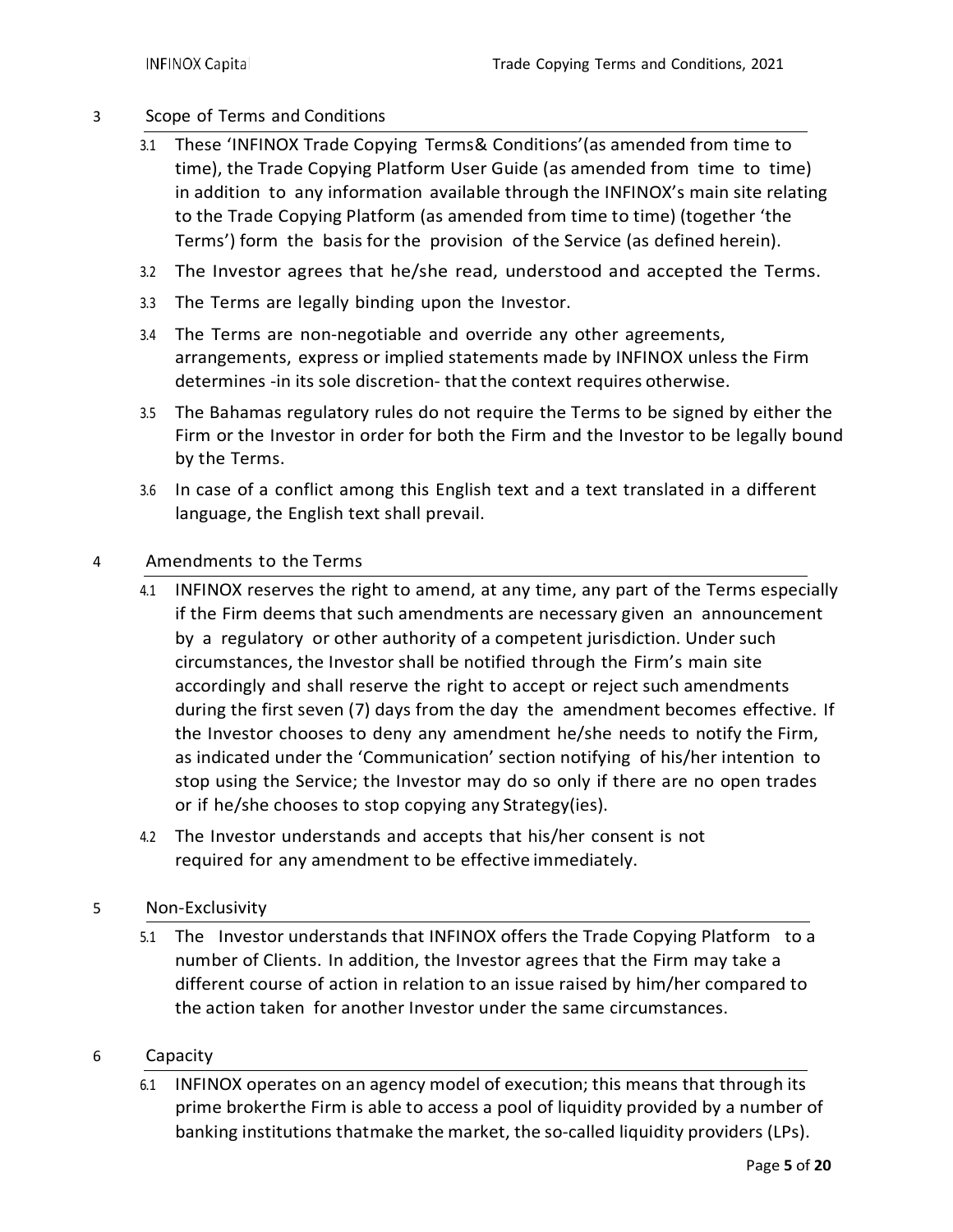## 3 Scope of Terms and Conditions

3.1 These 'INFINOX Trade Copying Terms& Conditions'(as amended from time to time), the Trade Copying Platform User Guide (as amended from time to time) in addition to any information available through the INFINOX's main site relating to the Trade Copying Platform (as amended from time to time) (together 'the Terms') form the basis for the provision of the Service (as defined herein).

3.2 The Investor agrees that he/she read, understood and accepted the Terms.

3.3 The Terms are legally binding upon the Investor.

3.4 The Terms are non-negotiable and override any other agreements, arrangements, express or implied statements made by INFINOX unless the Firm determines -in its sole discretion- that the context requires otherwise.

3.5 The Bahamas regulatory rules do not require the Terms to be signed by either the Firm or the Investor in order for both the Firm and the Investor to be legally bound by the Terms.

3.6 In case of a conflict among this English text and a text translated in a different language, the English text shall prevail.

## 4 Amendments to the Terms

4.1 INFINOX reserves the right to amend, at any time, any part of the Terms especially if the Firm deems that such amendments are necessary given an announcement by a regulatory or other authority of a competent jurisdiction. Under such circumstances, the Investor shall be notified through the Firm's main site accordingly and shall reserve the right to accept or reject such amendments during the first seven (7) days from the day the amendment becomes effective. If the Investor chooses to deny any amendment he/she needs to notify the Firm, as indicated under the 'Communication' section notifying of his/her intention to stop using the Service; the Investor may do so only if there are no open trades or if he/she chooses to stop copying any Strategy(ies).

4.2 The Investor understands and accepts that his/her consent is not required for any amendment to be effective immediately.

## 5 Non-Exclusivity

5.1 The Investor understands that INFINOX offers the Trade Copying Platform to a number of Clients. In addition, the Investor agrees that the Firm may take a different course of action in relation to an issue raised by him/her compared to the action taken for another Investor under the same circumstances.

## 6 Capacity

6.1 INFINOX operates on an agency model of execution; this means that through its prime brokerthe Firm is able to access a pool of liquidity provided by a number of banking institutions thatmake the market, the so-called liquidity providers (LPs).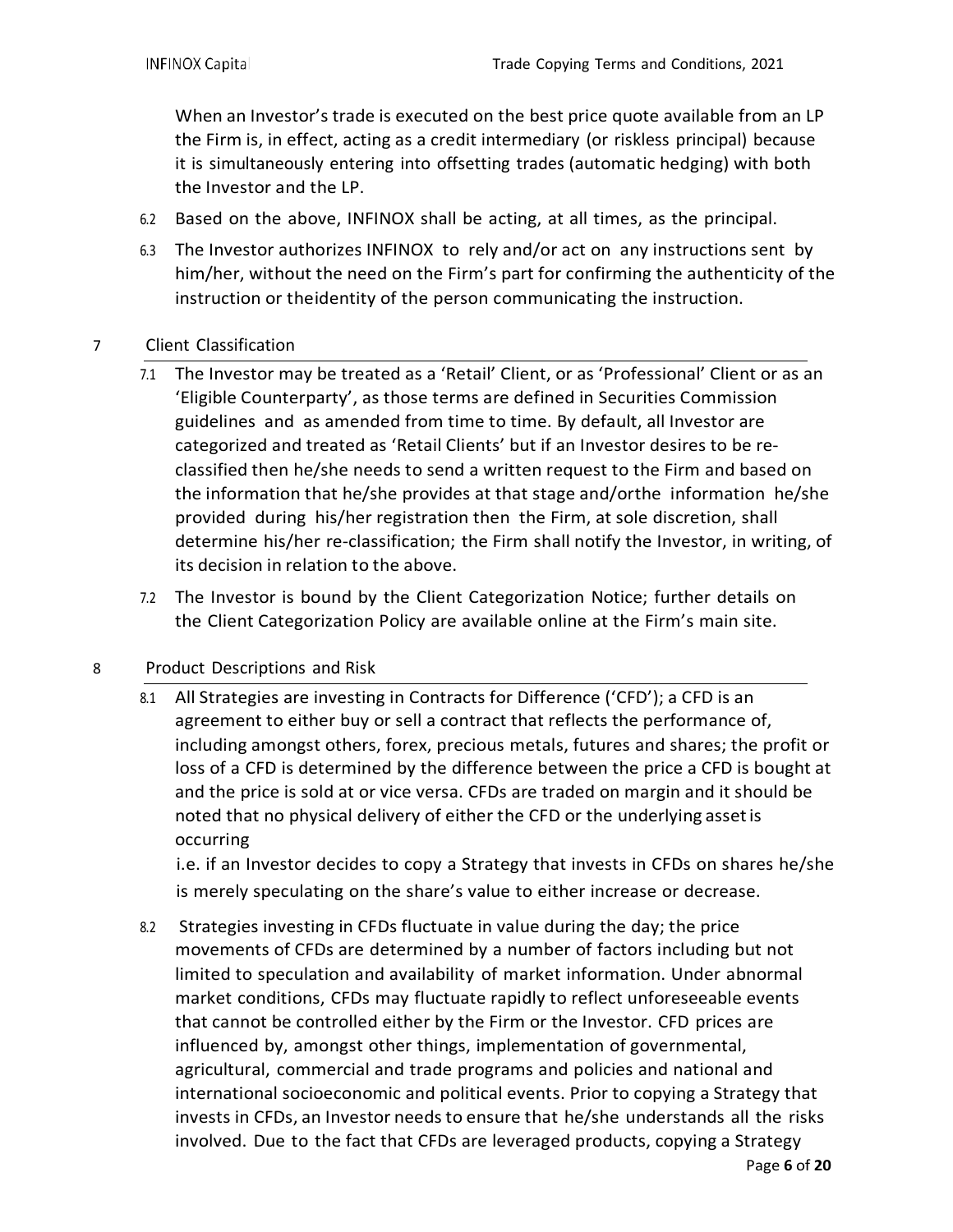When an Investor's trade is executed on the best price quote available from an LP the Firm is, in effect, acting as a credit intermediary (or riskless principal) because it is simultaneously entering into offsetting trades (automatic hedging) with both the Investor and the LP.

6.2 Based on the above, INFINOX shall be acting, at all times, as the principal.

6.3 The Investor authorizes INFINOX to rely and/or act on any instructions sent by him/her, without the need on the Firm's part for confirming the authenticity of the instruction or theidentity of the person communicating the instruction.

## 7 Client Classification

7.1 The Investor may be treated as a 'Retail' Client, or as 'Professional' Client or as an 'Eligible Counterparty', as those terms are defined in Securities Commission guidelines and as amended from time to time. By default, all Investor are categorized and treated as 'Retail Clients' but if an Investor desires to be re-classified then he/she needs to send a written request to the Firm and based on the information that he/she provides at that stage and/orthe information he/she provided during his/her registration then the Firm, at sole discretion, shall determine his/her re-classification; the Firm shall notify the Investor, in writing, of its decision in relation to the above.

7.2 The Investor is bound by the Client Categorization Notice; further details on the Client Categorization Policy are available online at the Firm's main site.

## 8 Product Descriptions and Risk

8.1 All Strategies are investing in Contracts for Difference ('CFD'); a CFD is an agreement to either buy or sell a contract that reflects the performance of, including amongst others, forex, precious metals, futures and shares; the profit or loss of a CFD is determined by the difference between the price a CFD is bought at and the price is sold at or vice versa. CFDs are traded on margin and it should be noted that no physical delivery of either the CFD or the underlying asset is occurring

i.e. if an Investor decides to copy a Strategy that invests in CFDs on shares he/she is merely speculating on the share's value to either increase or decrease.

8.2 Strategies investing in CFDs fluctuate in value during the day; the price movements of CFDs are determined by a number of factors including but not limited to speculation and availability of market information. Under abnormal market conditions, CFDs may fluctuate rapidly to reflect unforeseeable events that cannot be controlled either by the Firm or the Investor. CFD prices are influenced by, amongst other things, implementation of governmental, agricultural, commercial and trade programs and policies and national and international socioeconomic and political events. Prior to copying a Strategy that invests in CFDs, an Investor needs to ensure that he/she understands all the risks involved. Due to the fact that CFDs are leveraged products, copying a Strategy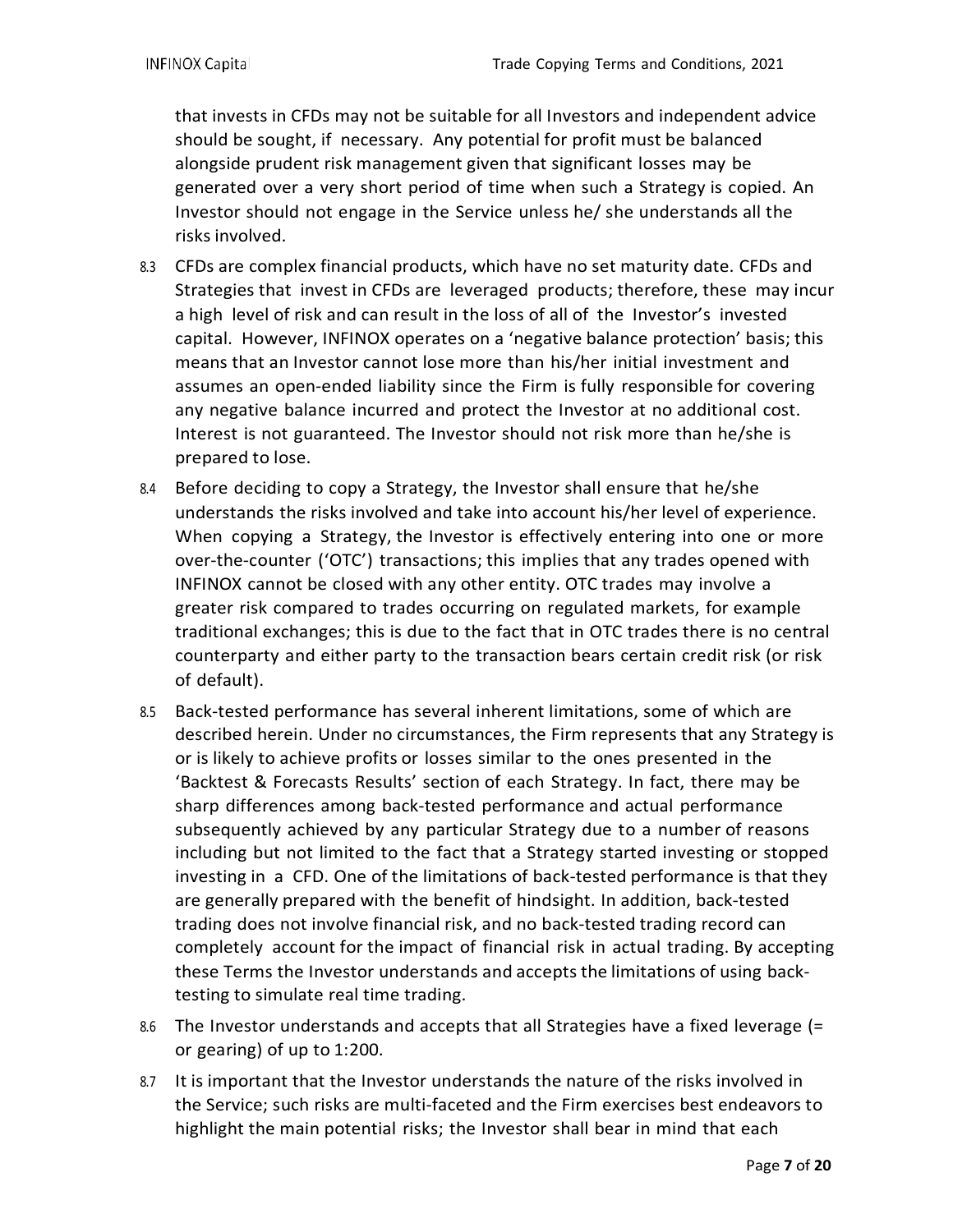that invests in CFDs may not be suitable for all Investors and independent advice should be sought, if necessary. Any potential for profit must be balanced alongside prudent risk management given that significant losses may be generated over a very short period of time when such a Strategy is copied. An Investor should not engage in the Service unless he/ she understands all the risks involved.

8.3 CFDs are complex financial products, which have no set maturity date. CFDs and Strategies that invest in CFDs are leveraged products; therefore, these may incur a high level of risk and can result in the loss of all of the Investor's invested capital. However, INFINOX operates on a 'negative balance protection' basis; this means that an Investor cannot lose more than his/her initial investment and assumes an open-ended liability since the Firm is fully responsible for covering any negative balance incurred and protect the Investor at no additional cost. Interest is not guaranteed. The Investor should not risk more than he/she is prepared to lose.

8.4 Before deciding to copy a Strategy, the Investor shall ensure that he/she understands the risks involved and take into account his/her level of experience. When copying a Strategy, the Investor is effectively entering into one or more over-the-counter ('OTC') transactions; this implies that any trades opened with INFINOX cannot be closed with any other entity. OTC trades may involve a greater risk compared to trades occurring on regulated markets, for example traditional exchanges; this is due to the fact that in OTC trades there is no central counterparty and either party to the transaction bears certain credit risk (or risk of default).

8.5 Back-tested performance has several inherent limitations, some of which are described herein. Under no circumstances, the Firm represents that any Strategy is or is likely to achieve profits or losses similar to the ones presented in the 'Backtest & Forecasts Results' section of each Strategy. In fact, there may be sharp differences among back-tested performance and actual performance subsequently achieved by any particular Strategy due to a number of reasons including but not limited to the fact that a Strategy started investing or stopped investing in a CFD. One of the limitations of back-tested performance is that they are generally prepared with the benefit of hindsight. In addition, back-tested trading does not involve financial risk, and no back-tested trading record can completely account for the impact of financial risk in actual trading. By accepting these Terms the Investor understands and accepts the limitations of using back-testing to simulate real time trading.

8.6 The Investor understands and accepts that all Strategies have a fixed leverage (= or gearing) of up to 1:200.

8.7 It is important that the Investor understands the nature of the risks involved in the Service; such risks are multi-faceted and the Firm exercises best endeavors to highlight the main potential risks; the Investor shall bear in mind that each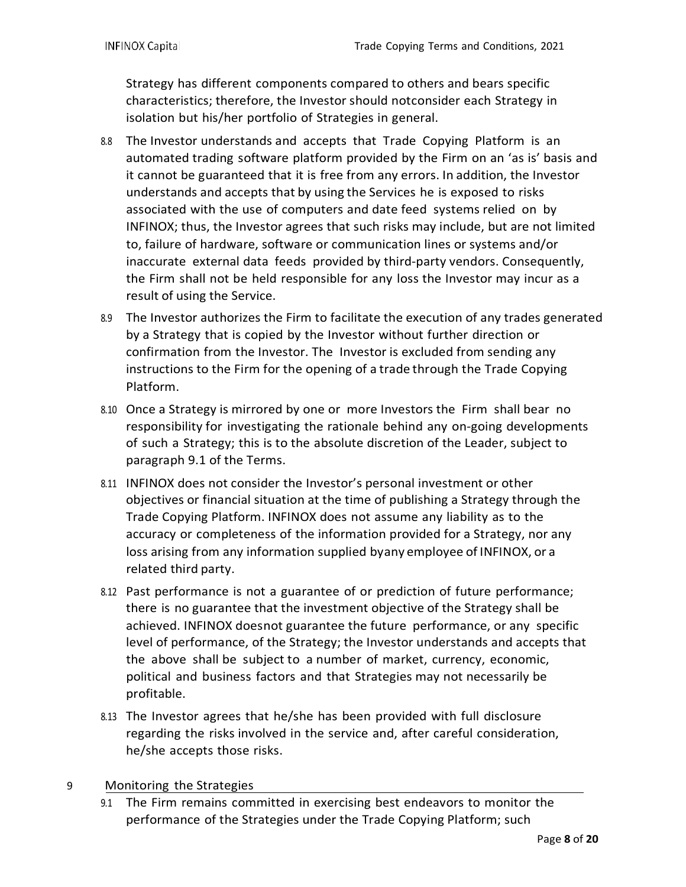Strategy has different components compared to others and bears specific characteristics; therefore, the Investor should notconsider each Strategy in isolation but his/her portfolio of Strategies in general.

8.8 The Investor understands and accepts that Trade Copying Platform is an automated trading software platform provided by the Firm on an 'as is' basis and it cannot be guaranteed that it is free from any errors. In addition, the Investor understands and accepts that by using the Services he is exposed to risks associated with the use of computers and date feed systems relied on by INFINOX; thus, the Investor agrees that such risks may include, but are not limited to, failure of hardware, software or communication lines or systems and/or inaccurate external data feeds provided by third-party vendors. Consequently, the Firm shall not be held responsible for any loss the Investor may incur as a result of using the Service.

8.9 The Investor authorizes the Firm to facilitate the execution of any trades generated by a Strategy that is copied by the Investor without further direction or confirmation from the Investor. The Investor is excluded from sending any instructions to the Firm for the opening of a trade through the Trade Copying Platform.

8.10 Once a Strategy is mirrored by one or more Investors the Firm shall bear no responsibility for investigating the rationale behind any on-going developments of such a Strategy; this is to the absolute discretion of the Leader, subject to paragraph 9.1 of the Terms.

8.11 INFINOX does not consider the Investor's personal investment or other objectives or financial situation at the time of publishing a Strategy through the Trade Copying Platform. INFINOX does not assume any liability as to the accuracy or completeness of the information provided for a Strategy, nor any loss arising from any information supplied byany employee of INFINOX, or a related third party.

8.12 Past performance is not a guarantee of or prediction of future performance; there is no guarantee that the investment objective of the Strategy shall be achieved. INFINOX doesnot guarantee the future performance, or any specific level of performance, of the Strategy; the Investor understands and accepts that the above shall be subject to a number of market, currency, economic, political and business factors and that Strategies may not necessarily be profitable.

8.13 The Investor agrees that he/she has been provided with full disclosure regarding the risks involved in the service and, after careful consideration, he/she accepts those risks.

## 9 Monitoring the Strategies

9.1 The Firm remains committed in exercising best endeavors to monitor the performance of the Strategies under the Trade Copying Platform; such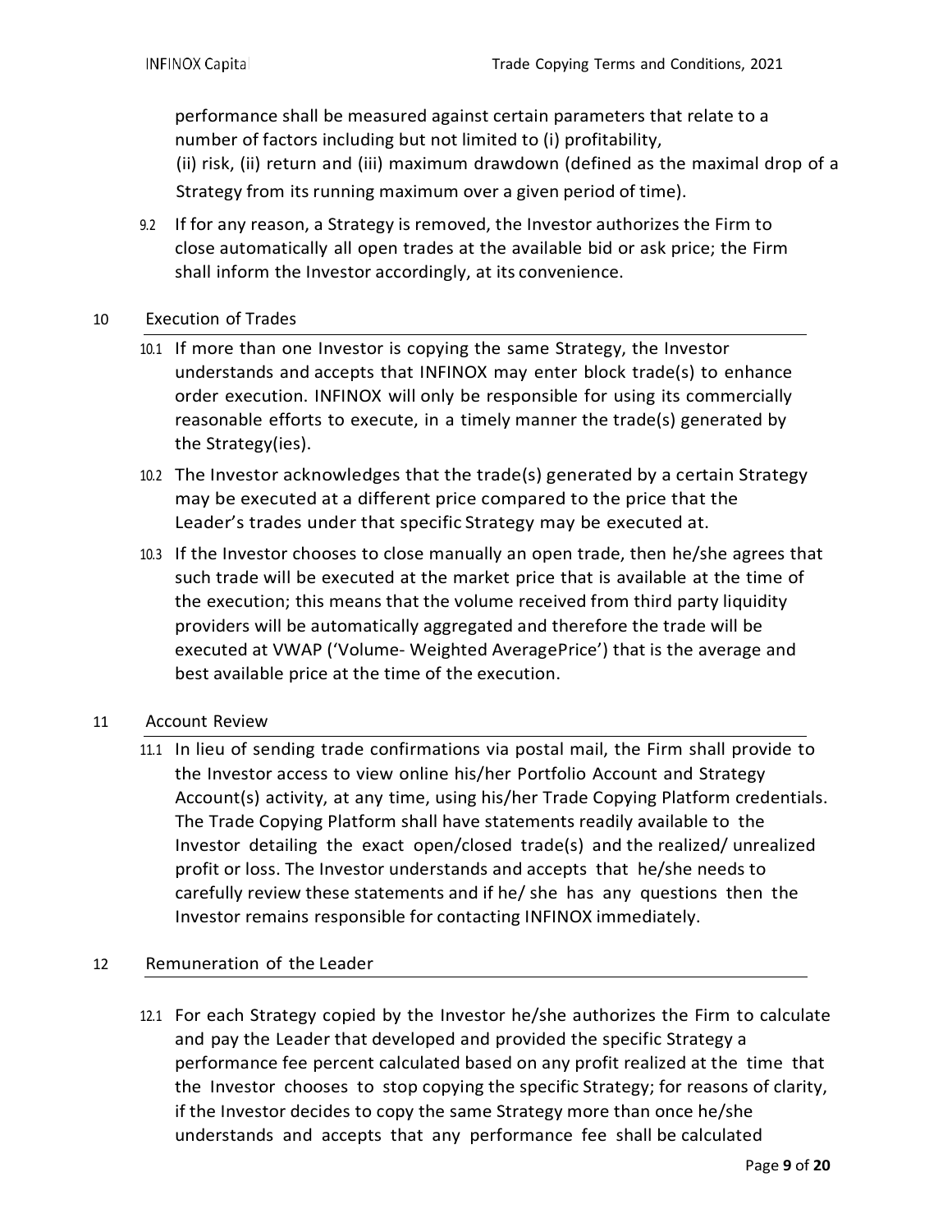performance shall be measured against certain parameters that relate to a number of factors including but not limited to (i) profitability, (ii) risk, (ii) return and (iii) maximum drawdown (defined as the maximal drop of a Strategy from its running maximum over a given period of time).

9.2 If for any reason, a Strategy is removed, the Investor authorizes the Firm to close automatically all open trades at the available bid or ask price; the Firm shall inform the Investor accordingly, at its convenience.

## 10 Execution of Trades

10.1 If more than one Investor is copying the same Strategy, the Investor understands and accepts that INFINOX may enter block trade(s) to enhance order execution. INFINOX will only be responsible for using its commercially reasonable efforts to execute, in a timely manner the trade(s) generated by the Strategy(ies).

10.2 The Investor acknowledges that the trade(s) generated by a certain Strategy may be executed at a different price compared to the price that the Leader's trades under that specific Strategy may be executed at.

10.3 If the Investor chooses to close manually an open trade, then he/she agrees that such trade will be executed at the market price that is available at the time of the execution; this means that the volume received from third party liquidity providers will be automatically aggregated and therefore the trade will be executed at VWAP ('Volume- Weighted AveragePrice') that is the average and best available price at the time of the execution.

## 11 Account Review

11.1 In lieu of sending trade confirmations via postal mail, the Firm shall provide to the Investor access to view online his/her Portfolio Account and Strategy Account(s) activity, at any time, using his/her Trade Copying Platform credentials. The Trade Copying Platform shall have statements readily available to the Investor detailing the exact open/closed trade(s) and the realized/ unrealized profit or loss. The Investor understands and accepts that he/she needs to carefully review these statements and if he/ she has any questions then the Investor remains responsible for contacting INFINOX immediately.

## 12 Remuneration of the Leader

12.1 For each Strategy copied by the Investor he/she authorizes the Firm to calculate and pay the Leader that developed and provided the specific Strategy a performance fee percent calculated based on any profit realized at the time that the Investor chooses to stop copying the specific Strategy; for reasons of clarity, if the Investor decides to copy the same Strategy more than once he/she understands and accepts that any performance fee shall be calculated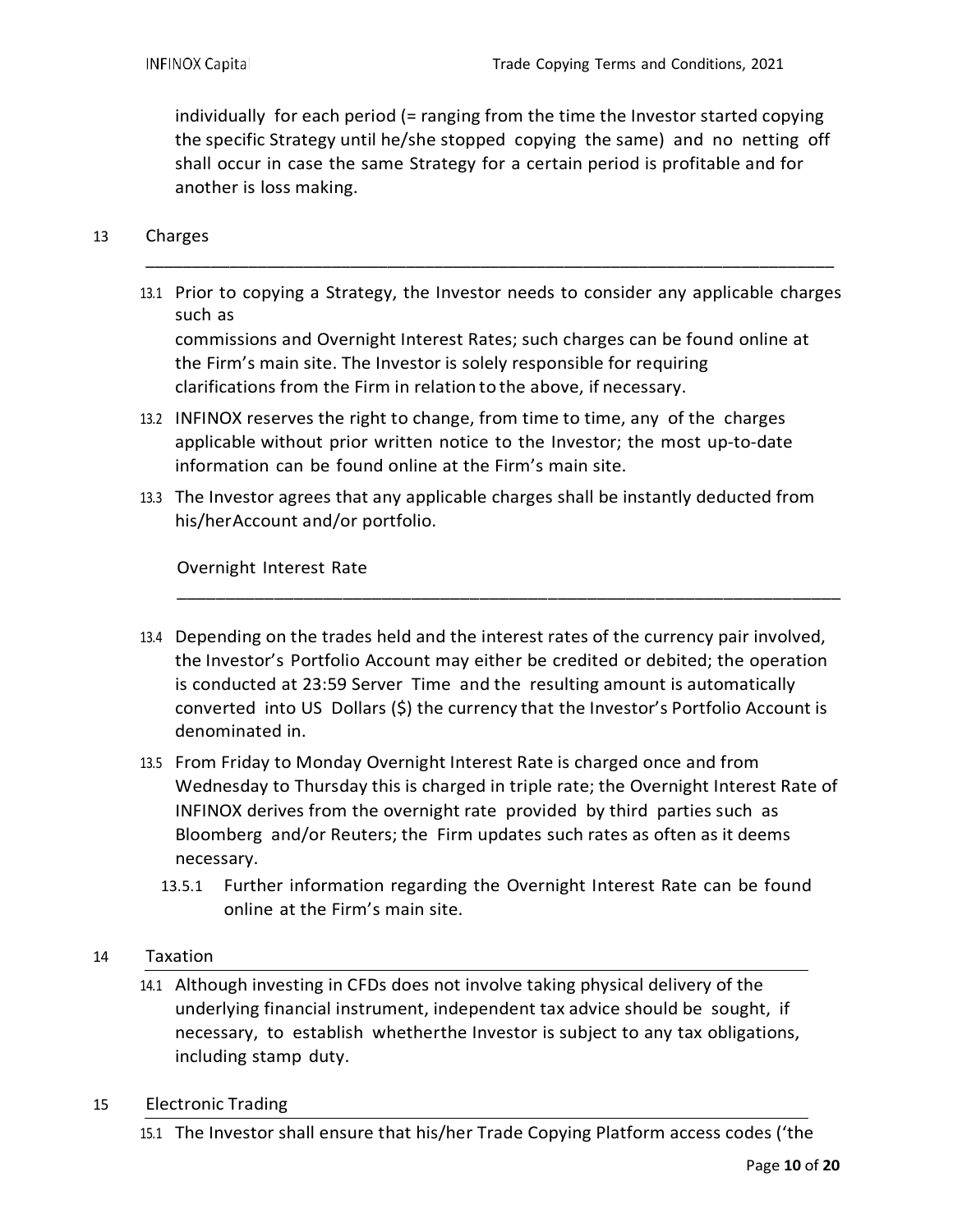individually for each period (= ranging from the time the Investor started copying the specific Strategy until he/she stopped copying the same) and no netting off shall occur in case the same Strategy for a certain period is profitable and for another is loss making.

## 13 Charges

13.1 Prior to copying a Strategy, the Investor needs to consider any applicable charges such as commissions and Overnight Interest Rates; such charges can be found online at the Firm's main site. The Investor is solely responsible for requiring clarifications from the Firm in relation to the above, if necessary.

13.2 INFINOX reserves the right to change, from time to time, any of the charges applicable without prior written notice to the Investor; the most up-to-date information can be found online at the Firm's main site.

13.3 The Investor agrees that any applicable charges shall be instantly deducted from his/her Account and/or portfolio.

### Overnight Interest Rate

13.4 Depending on the trades held and the interest rates of the currency pair involved, the Investor's Portfolio Account may either be credited or debited; the operation is conducted at 23:59 Server Time and the resulting amount is automatically converted into US Dollars ($) the currency that the Investor's Portfolio Account is denominated in.

13.5 From Friday to Monday Overnight Interest Rate is charged once and from Wednesday to Thursday this is charged in triple rate; the Overnight Interest Rate of INFINOX derives from the overnight rate provided by third parties such as Bloomberg and/or Reuters; the Firm updates such rates as often as it deems necessary.

13.5.1 Further information regarding the Overnight Interest Rate can be found online at the Firm's main site.

## 14 Taxation

14.1 Although investing in CFDs does not involve taking physical delivery of the underlying financial instrument, independent tax advice should be sought, if necessary, to establish whether the Investor is subject to any tax obligations, including stamp duty.

## 15 Electronic Trading

15.1 The Investor shall ensure that his/her Trade Copying Platform access codes ('the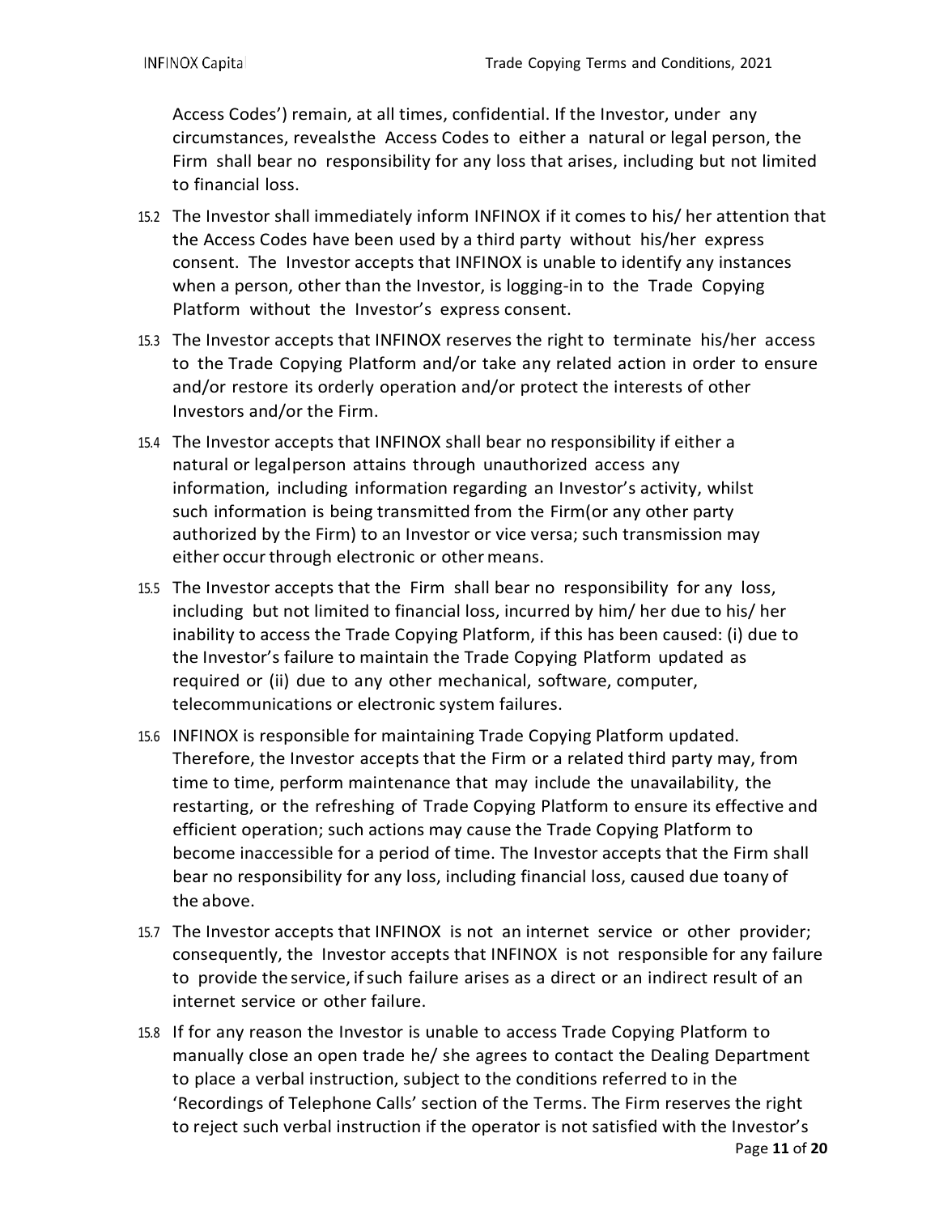Access Codes') remain, at all times, confidential. If the Investor, under any circumstances, reveals the Access Codes to either a natural or legal person, the Firm shall bear no responsibility for any loss that arises, including but not limited to financial loss.

15.2 The Investor shall immediately inform INFINOX if it comes to his/ her attention that the Access Codes have been used by a third party without his/her express consent. The Investor accepts that INFINOX is unable to identify any instances when a person, other than the Investor, is logging-in to the Trade Copying Platform without the Investor's express consent.

15.3 The Investor accepts that INFINOX reserves the right to terminate his/her access to the Trade Copying Platform and/or take any related action in order to ensure and/or restore its orderly operation and/or protect the interests of other Investors and/or the Firm.

15.4 The Investor accepts that INFINOX shall bear no responsibility if either a natural or legal person attains through unauthorized access any information, including information regarding an Investor's activity, whilst such information is being transmitted from the Firm (or any other party authorized by the Firm) to an Investor or vice versa; such transmission may either occur through electronic or other means.

15.5 The Investor accepts that the Firm shall bear no responsibility for any loss, including but not limited to financial loss, incurred by him/ her due to his/ her inability to access the Trade Copying Platform, if this has been caused: (i) due to the Investor's failure to maintain the Trade Copying Platform updated as required or (ii) due to any other mechanical, software, computer, telecommunications or electronic system failures.

15.6 INFINOX is responsible for maintaining Trade Copying Platform updated. Therefore, the Investor accepts that the Firm or a related third party may, from time to time, perform maintenance that may include the unavailability, the restarting, or the refreshing of Trade Copying Platform to ensure its effective and efficient operation; such actions may cause the Trade Copying Platform to become inaccessible for a period of time. The Investor accepts that the Firm shall bear no responsibility for any loss, including financial loss, caused due to any of the above.

15.7 The Investor accepts that INFINOX is not an internet service or other provider; consequently, the Investor accepts that INFINOX is not responsible for any failure to provide the service, if such failure arises as a direct or an indirect result of an internet service or other failure.

15.8 If for any reason the Investor is unable to access Trade Copying Platform to manually close an open trade he/ she agrees to contact the Dealing Department to place a verbal instruction, subject to the conditions referred to in the 'Recordings of Telephone Calls' section of the Terms. The Firm reserves the right to reject such verbal instruction if the operator is not satisfied with the Investor's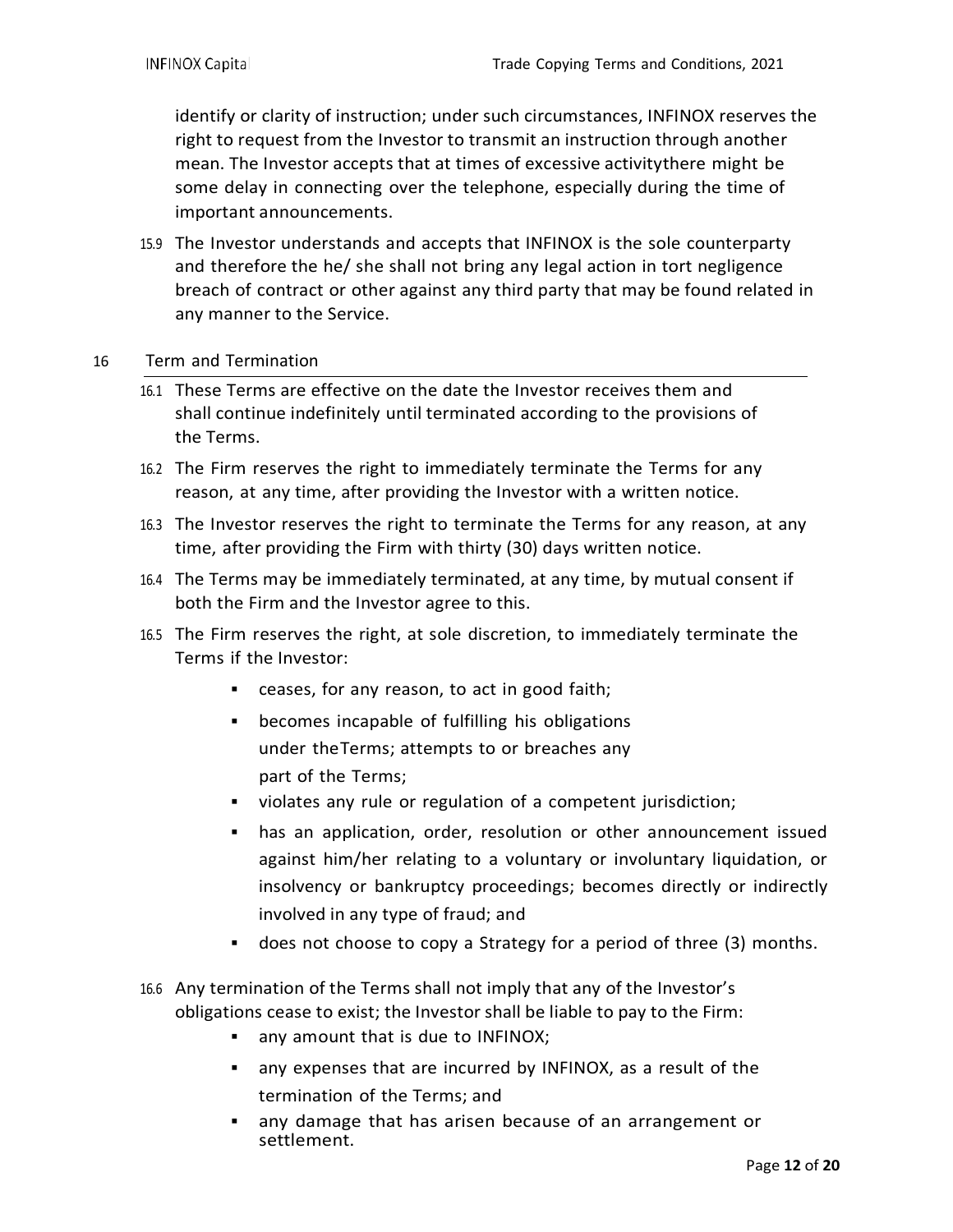identify or clarity of instruction; under such circumstances, INFINOX reserves the right to request from the Investor to transmit an instruction through another mean. The Investor accepts that at times of excessive activitythere might be some delay in connecting over the telephone, especially during the time of important announcements.

15.9 The Investor understands and accepts that INFINOX is the sole counterparty and therefore the he/ she shall not bring any legal action in tort negligence breach of contract or other against any third party that may be found related in any manner to the Service.

## 16 Term and Termination

16.1 These Terms are effective on the date the Investor receives them and shall continue indefinitely until terminated according to the provisions of the Terms.

16.2 The Firm reserves the right to immediately terminate the Terms for any reason, at any time, after providing the Investor with a written notice.

16.3 The Investor reserves the right to terminate the Terms for any reason, at any time, after providing the Firm with thirty (30) days written notice.

16.4 The Terms may be immediately terminated, at any time, by mutual consent if both the Firm and the Investor agree to this.

16.5 The Firm reserves the right, at sole discretion, to immediately terminate the Terms if the Investor:

- ceases, for any reason, to act in good faith;
- becomes incapable of fulfilling his obligations under theTerms; attempts to or breaches any part of the Terms;
- violates any rule or regulation of a competent jurisdiction;
- has an application, order, resolution or other announcement issued against him/her relating to a voluntary or involuntary liquidation, or insolvency or bankruptcy proceedings; becomes directly or indirectly involved in any type of fraud; and
- does not choose to copy a Strategy for a period of three (3) months.

16.6 Any termination of the Terms shall not imply that any of the Investor's obligations cease to exist; the Investor shall be liable to pay to the Firm:

- any amount that is due to INFINOX;
- any expenses that are incurred by INFINOX, as a result of the termination of the Terms; and
- any damage that has arisen because of an arrangement or settlement.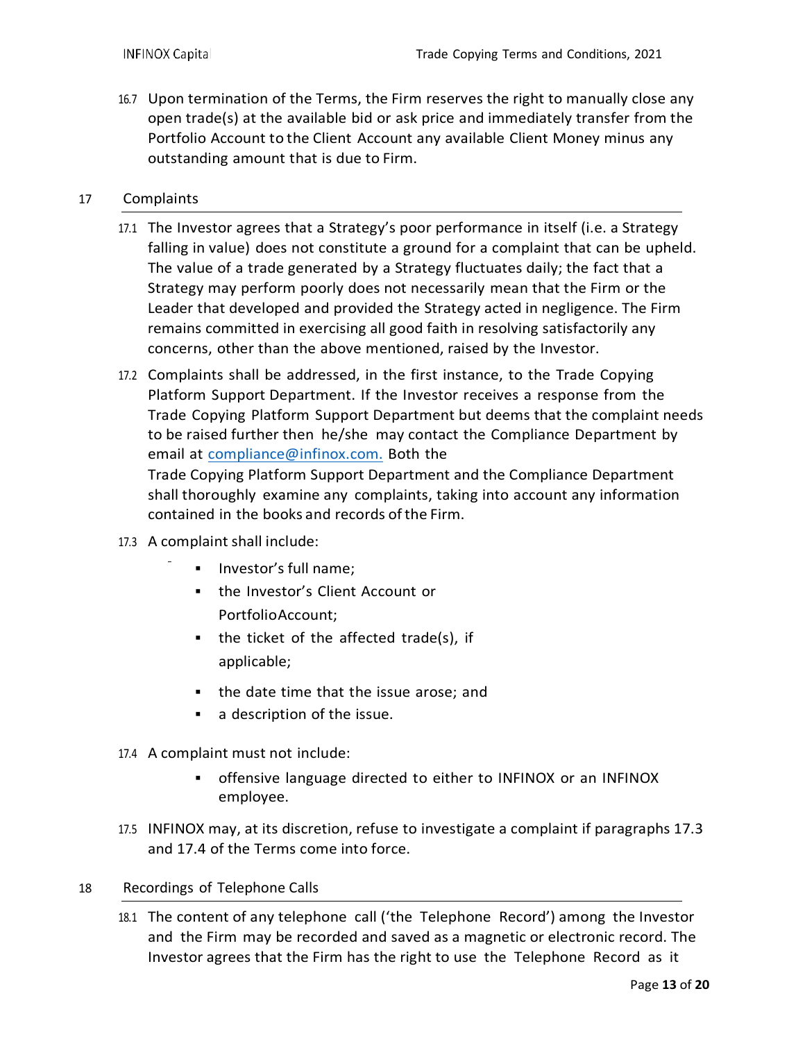16.7 Upon termination of the Terms, the Firm reserves the right to manually close any open trade(s) at the available bid or ask price and immediately transfer from the Portfolio Account to the Client Account any available Client Money minus any outstanding amount that is due to Firm.

## 17 Complaints

17.1 The Investor agrees that a Strategy's poor performance in itself (i.e. a Strategy falling in value) does not constitute a ground for a complaint that can be upheld. The value of a trade generated by a Strategy fluctuates daily; the fact that a Strategy may perform poorly does not necessarily mean that the Firm or the Leader that developed and provided the Strategy acted in negligence. The Firm remains committed in exercising all good faith in resolving satisfactorily any concerns, other than the above mentioned, raised by the Investor.

17.2 Complaints shall be addressed, in the first instance, to the Trade Copying Platform Support Department. If the Investor receives a response from the Trade Copying Platform Support Department but deems that the complaint needs to be raised further then he/she may contact the Compliance Department by email at compliance@infinox.com. Both the Trade Copying Platform Support Department and the Compliance Department shall thoroughly examine any complaints, taking into account any information contained in the books and records of the Firm.

17.3 A complaint shall include:

- Investor's full name;
- the Investor's Client Account or PortfolioAccount;
- the ticket of the affected trade(s), if applicable;
- the date time that the issue arose; and
- a description of the issue.

17.4 A complaint must not include:

- offensive language directed to either to INFINOX or an INFINOX employee.

17.5 INFINOX may, at its discretion, refuse to investigate a complaint if paragraphs 17.3 and 17.4 of the Terms come into force.

## 18 Recordings of Telephone Calls

18.1 The content of any telephone call ('the Telephone Record') among the Investor and the Firm may be recorded and saved as a magnetic or electronic record. The Investor agrees that the Firm has the right to use the Telephone Record as it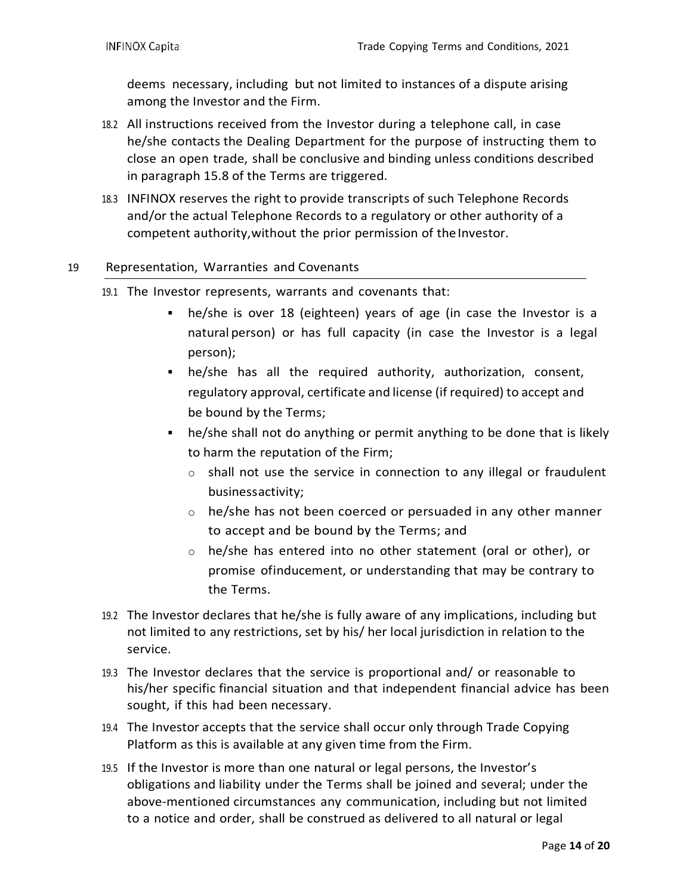deems necessary, including but not limited to instances of a dispute arising among the Investor and the Firm.

18.2 All instructions received from the Investor during a telephone call, in case he/she contacts the Dealing Department for the purpose of instructing them to close an open trade, shall be conclusive and binding unless conditions described in paragraph 15.8 of the Terms are triggered.

18.3 INFINOX reserves the right to provide transcripts of such Telephone Records and/or the actual Telephone Records to a regulatory or other authority of a competent authority,without the prior permission of the Investor.

## 19 Representation, Warranties and Covenants

19.1 The Investor represents, warrants and covenants that:

- he/she is over 18 (eighteen) years of age (in case the Investor is a natural person) or has full capacity (in case the Investor is a legal person);
- he/she has all the required authority, authorization, consent, regulatory approval, certificate and license (if required) to accept and be bound by the Terms;
- he/she shall not do anything or permit anything to be done that is likely to harm the reputation of the Firm;
  - shall not use the service in connection to any illegal or fraudulent businessactivity;
  - he/she has not been coerced or persuaded in any other manner to accept and be bound by the Terms; and
  - he/she has entered into no other statement (oral or other), or promise ofinducement, or understanding that may be contrary to the Terms.

19.2 The Investor declares that he/she is fully aware of any implications, including but not limited to any restrictions, set by his/ her local jurisdiction in relation to the service.

19.3 The Investor declares that the service is proportional and/ or reasonable to his/her specific financial situation and that independent financial advice has been sought, if this had been necessary.

19.4 The Investor accepts that the service shall occur only through Trade Copying Platform as this is available at any given time from the Firm.

19.5 If the Investor is more than one natural or legal persons, the Investor's obligations and liability under the Terms shall be joined and several; under the above-mentioned circumstances any communication, including but not limited to a notice and order, shall be construed as delivered to all natural or legal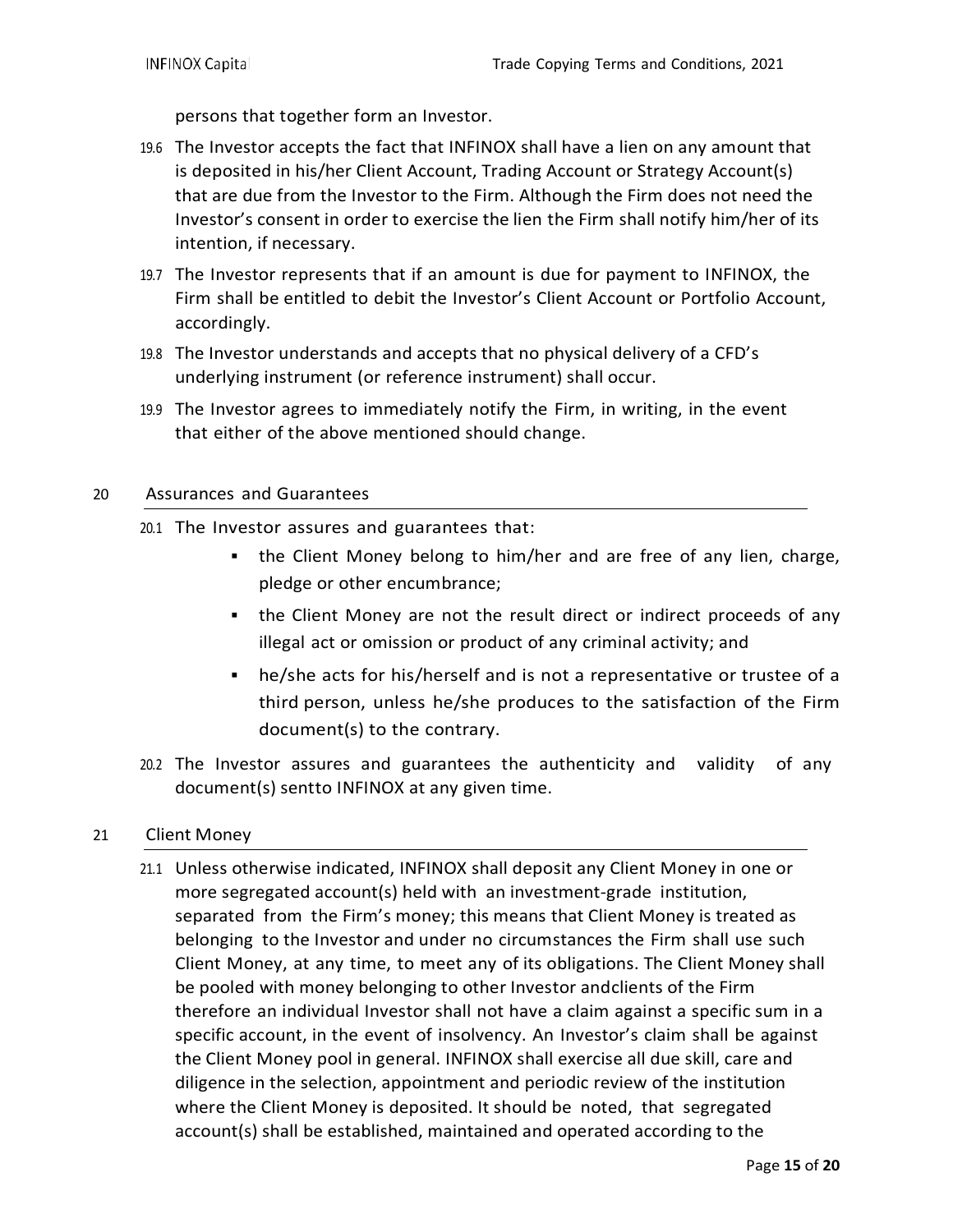persons that together form an Investor.

19.6 The Investor accepts the fact that INFINOX shall have a lien on any amount that is deposited in his/her Client Account, Trading Account or Strategy Account(s) that are due from the Investor to the Firm. Although the Firm does not need the Investor's consent in order to exercise the lien the Firm shall notify him/her of its intention, if necessary.

19.7 The Investor represents that if an amount is due for payment to INFINOX, the Firm shall be entitled to debit the Investor's Client Account or Portfolio Account, accordingly.

19.8 The Investor understands and accepts that no physical delivery of a CFD's underlying instrument (or reference instrument) shall occur.

19.9 The Investor agrees to immediately notify the Firm, in writing, in the event that either of the above mentioned should change.

## 20 Assurances and Guarantees

20.1 The Investor assures and guarantees that:

- the Client Money belong to him/her and are free of any lien, charge, pledge or other encumbrance;
- the Client Money are not the result direct or indirect proceeds of any illegal act or omission or product of any criminal activity; and
- he/she acts for his/herself and is not a representative or trustee of a third person, unless he/she produces to the satisfaction of the Firm document(s) to the contrary.

20.2 The Investor assures and guarantees the authenticity and validity of any document(s) sentto INFINOX at any given time.

## 21 Client Money

21.1 Unless otherwise indicated, INFINOX shall deposit any Client Money in one or more segregated account(s) held with an investment-grade institution, separated from the Firm's money; this means that Client Money is treated as belonging to the Investor and under no circumstances the Firm shall use such Client Money, at any time, to meet any of its obligations. The Client Money shall be pooled with money belonging to other Investor andclients of the Firm therefore an individual Investor shall not have a claim against a specific sum in a specific account, in the event of insolvency. An Investor's claim shall be against the Client Money pool in general. INFINOX shall exercise all due skill, care and diligence in the selection, appointment and periodic review of the institution where the Client Money is deposited. It should be noted, that segregated account(s) shall be established, maintained and operated according to the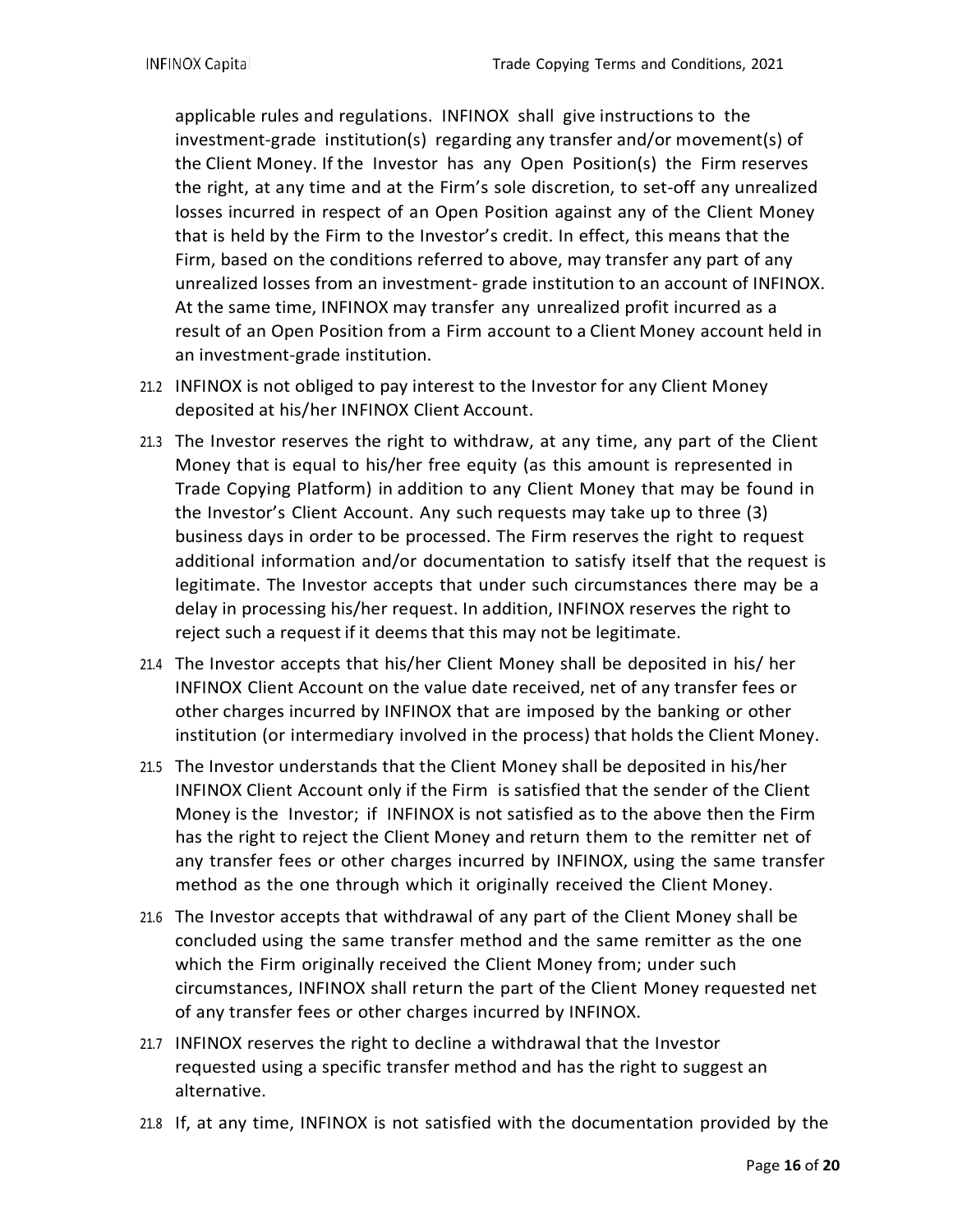applicable rules and regulations. INFINOX shall give instructions to the investment-grade institution(s) regarding any transfer and/or movement(s) of the Client Money. If the Investor has any Open Position(s) the Firm reserves the right, at any time and at the Firm's sole discretion, to set-off any unrealized losses incurred in respect of an Open Position against any of the Client Money that is held by the Firm to the Investor's credit. In effect, this means that the Firm, based on the conditions referred to above, may transfer any part of any unrealized losses from an investment- grade institution to an account of INFINOX. At the same time, INFINOX may transfer any unrealized profit incurred as a result of an Open Position from a Firm account to a Client Money account held in an investment-grade institution.

21.2 INFINOX is not obliged to pay interest to the Investor for any Client Money deposited at his/her INFINOX Client Account.

21.3 The Investor reserves the right to withdraw, at any time, any part of the Client Money that is equal to his/her free equity (as this amount is represented in Trade Copying Platform) in addition to any Client Money that may be found in the Investor's Client Account. Any such requests may take up to three (3) business days in order to be processed. The Firm reserves the right to request additional information and/or documentation to satisfy itself that the request is legitimate. The Investor accepts that under such circumstances there may be a delay in processing his/her request. In addition, INFINOX reserves the right to reject such a request if it deems that this may not be legitimate.

21.4 The Investor accepts that his/her Client Money shall be deposited in his/ her INFINOX Client Account on the value date received, net of any transfer fees or other charges incurred by INFINOX that are imposed by the banking or other institution (or intermediary involved in the process) that holds the Client Money.

21.5 The Investor understands that the Client Money shall be deposited in his/her INFINOX Client Account only if the Firm is satisfied that the sender of the Client Money is the Investor; if INFINOX is not satisfied as to the above then the Firm has the right to reject the Client Money and return them to the remitter net of any transfer fees or other charges incurred by INFINOX, using the same transfer method as the one through which it originally received the Client Money.

21.6 The Investor accepts that withdrawal of any part of the Client Money shall be concluded using the same transfer method and the same remitter as the one which the Firm originally received the Client Money from; under such circumstances, INFINOX shall return the part of the Client Money requested net of any transfer fees or other charges incurred by INFINOX.

21.7 INFINOX reserves the right to decline a withdrawal that the Investor requested using a specific transfer method and has the right to suggest an alternative.

21.8 If, at any time, INFINOX is not satisfied with the documentation provided by the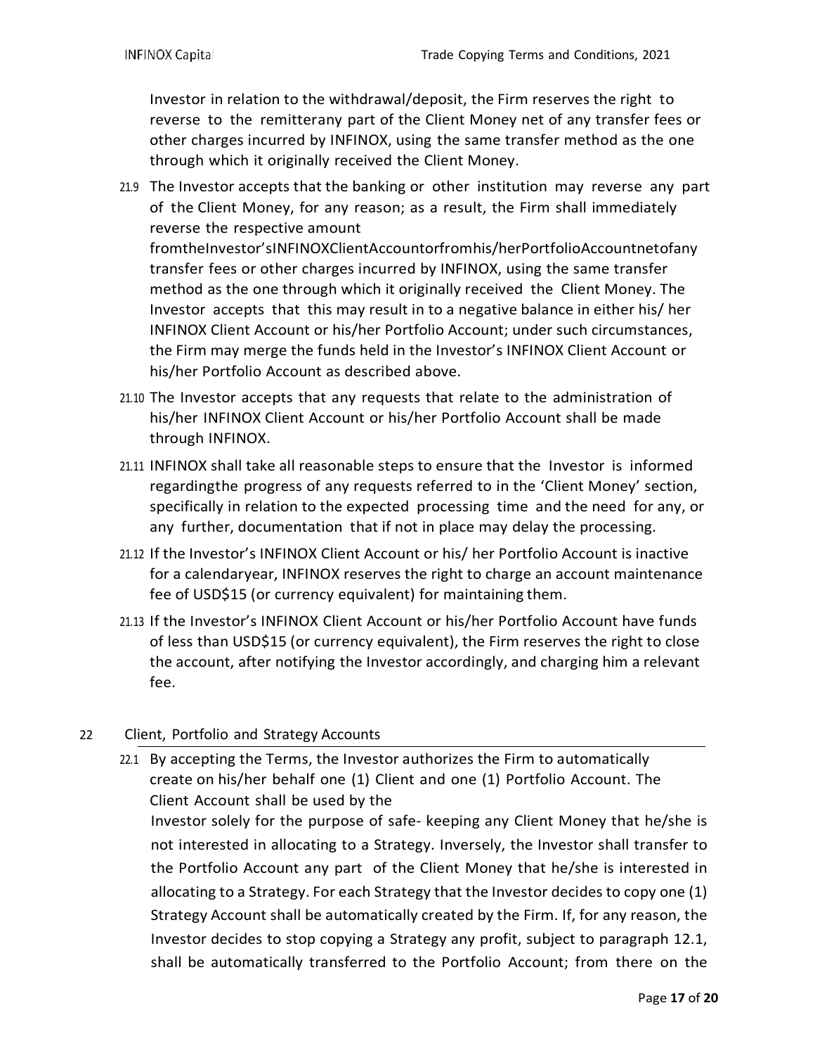Investor in relation to the withdrawal/deposit, the Firm reserves the right to reverse to the remitterany part of the Client Money net of any transfer fees or other charges incurred by INFINOX, using the same transfer method as the one through which it originally received the Client Money.

21.9 The Investor accepts that the banking or other institution may reverse any part of the Client Money, for any reason; as a result, the Firm shall immediately reverse the respective amount fromtheInvestor'sINFINOXClientAccountorfromhis/herPortfolioAccountnetofany transfer fees or other charges incurred by INFINOX, using the same transfer method as the one through which it originally received the Client Money. The Investor accepts that this may result in to a negative balance in either his/ her INFINOX Client Account or his/her Portfolio Account; under such circumstances, the Firm may merge the funds held in the Investor's INFINOX Client Account or his/her Portfolio Account as described above.

21.10 The Investor accepts that any requests that relate to the administration of his/her INFINOX Client Account or his/her Portfolio Account shall be made through INFINOX.

21.11 INFINOX shall take all reasonable steps to ensure that the Investor is informed regardingthe progress of any requests referred to in the 'Client Money' section, specifically in relation to the expected processing time and the need for any, or any further, documentation that if not in place may delay the processing.

21.12 If the Investor's INFINOX Client Account or his/ her Portfolio Account is inactive for a calendaryear, INFINOX reserves the right to charge an account maintenance fee of USD$15 (or currency equivalent) for maintaining them.

21.13 If the Investor's INFINOX Client Account or his/her Portfolio Account have funds of less than USD$15 (or currency equivalent), the Firm reserves the right to close the account, after notifying the Investor accordingly, and charging him a relevant fee.

## 22 Client, Portfolio and Strategy Accounts

22.1 By accepting the Terms, the Investor authorizes the Firm to automatically create on his/her behalf one (1) Client and one (1) Portfolio Account. The Client Account shall be used by the Investor solely for the purpose of safe- keeping any Client Money that he/she is not interested in allocating to a Strategy. Inversely, the Investor shall transfer to the Portfolio Account any part of the Client Money that he/she is interested in allocating to a Strategy. For each Strategy that the Investor decides to copy one (1) Strategy Account shall be automatically created by the Firm. If, for any reason, the Investor decides to stop copying a Strategy any profit, subject to paragraph 12.1, shall be automatically transferred to the Portfolio Account; from there on the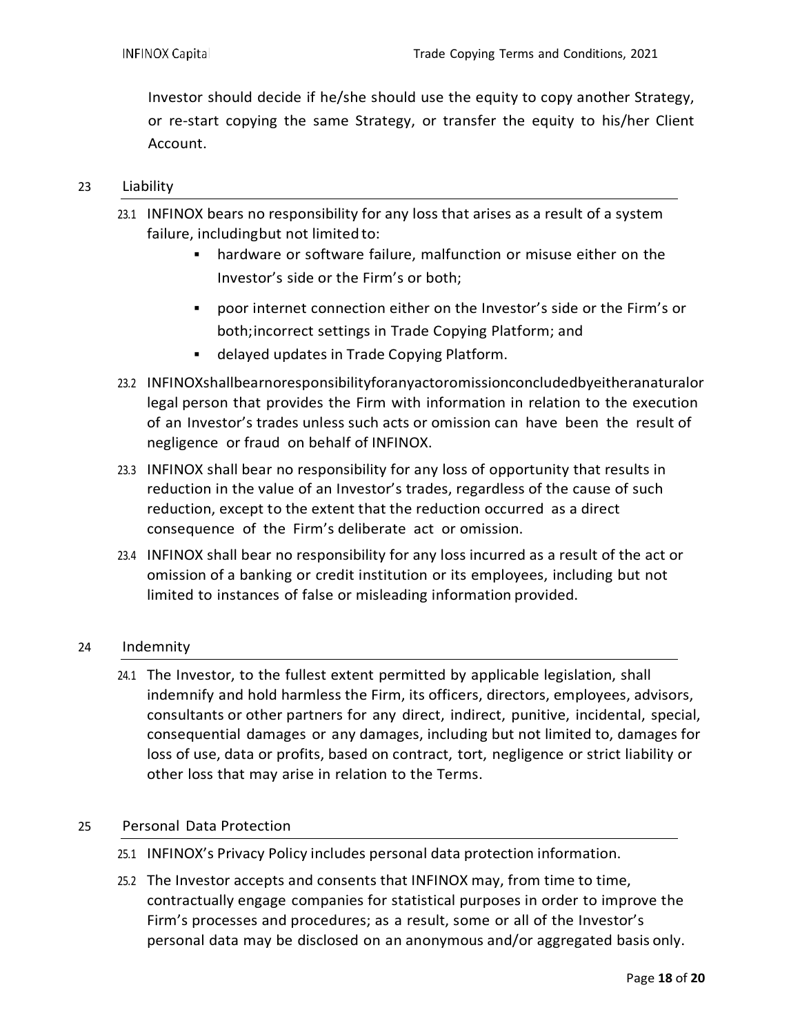Investor should decide if he/she should use the equity to copy another Strategy, or re-start copying the same Strategy, or transfer the equity to his/her Client Account.

## 23 Liability

23.1 INFINOX bears no responsibility for any loss that arises as a result of a system failure, includingbut not limited to:

- hardware or software failure, malfunction or misuse either on the Investor's side or the Firm's or both;
- poor internet connection either on the Investor's side or the Firm's or both;incorrect settings in Trade Copying Platform; and
- delayed updates in Trade Copying Platform.

23.2 INFINOXshallbearnoresponsibilityforanyactoromissionconcludedbyeitheranaturalor legal person that provides the Firm with information in relation to the execution of an Investor's trades unless such acts or omission can have been the result of negligence or fraud on behalf of INFINOX.

23.3 INFINOX shall bear no responsibility for any loss of opportunity that results in reduction in the value of an Investor's trades, regardless of the cause of such reduction, except to the extent that the reduction occurred as a direct consequence of the Firm's deliberate act or omission.

23.4 INFINOX shall bear no responsibility for any loss incurred as a result of the act or omission of a banking or credit institution or its employees, including but not limited to instances of false or misleading information provided.

## 24 Indemnity

24.1 The Investor, to the fullest extent permitted by applicable legislation, shall indemnify and hold harmless the Firm, its officers, directors, employees, advisors, consultants or other partners for any direct, indirect, punitive, incidental, special, consequential damages or any damages, including but not limited to, damages for loss of use, data or profits, based on contract, tort, negligence or strict liability or other loss that may arise in relation to the Terms.

## 25 Personal Data Protection

25.1 INFINOX's Privacy Policy includes personal data protection information.

25.2 The Investor accepts and consents that INFINOX may, from time to time, contractually engage companies for statistical purposes in order to improve the Firm's processes and procedures; as a result, some or all of the Investor's personal data may be disclosed on an anonymous and/or aggregated basis only.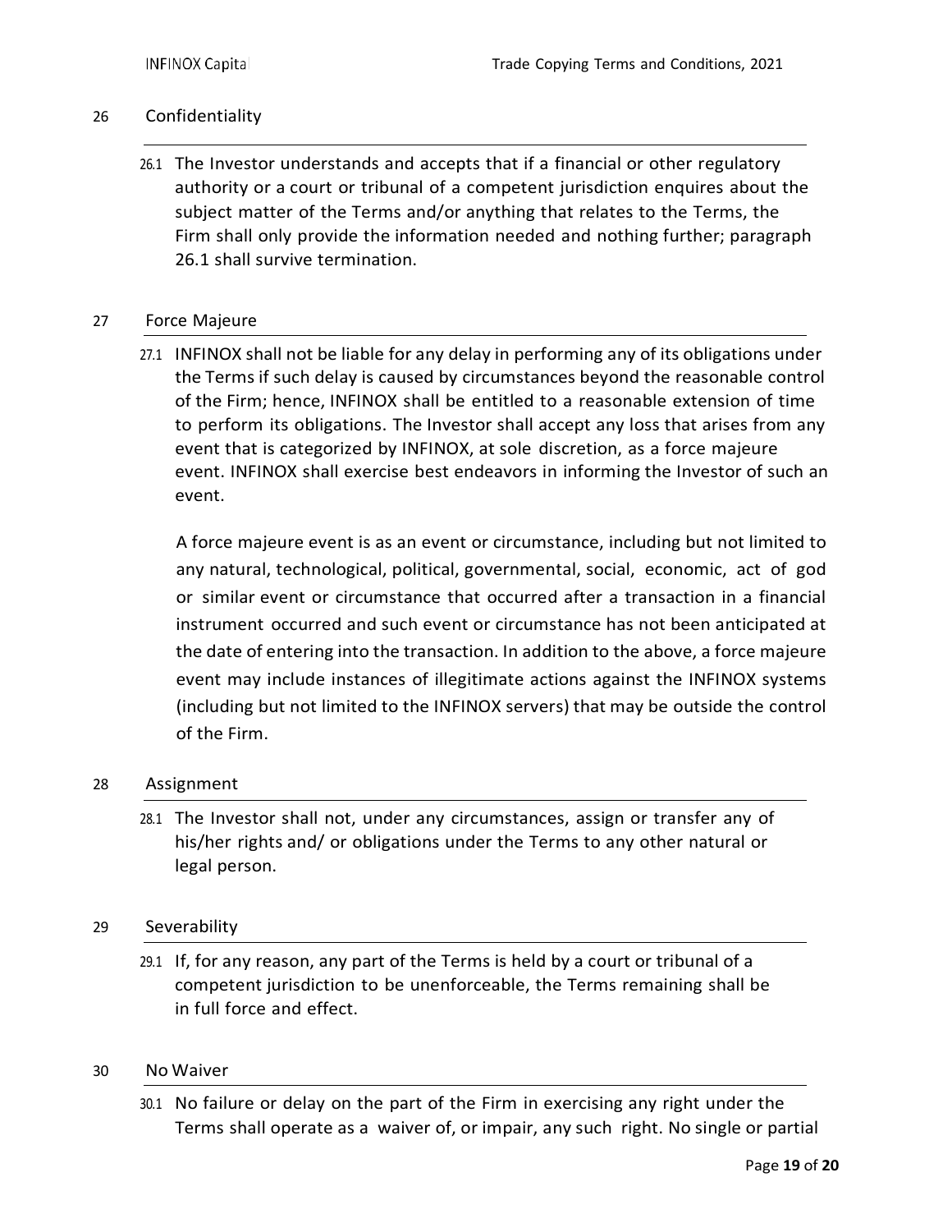## 26 Confidentiality

26.1 The Investor understands and accepts that if a financial or other regulatory authority or a court or tribunal of a competent jurisdiction enquires about the subject matter of the Terms and/or anything that relates to the Terms, the Firm shall only provide the information needed and nothing further; paragraph 26.1 shall survive termination.

## 27 Force Majeure

27.1 INFINOX shall not be liable for any delay in performing any of its obligations under the Terms if such delay is caused by circumstances beyond the reasonable control of the Firm; hence, INFINOX shall be entitled to a reasonable extension of time to perform its obligations. The Investor shall accept any loss that arises from any event that is categorized by INFINOX, at sole discretion, as a force majeure event. INFINOX shall exercise best endeavors in informing the Investor of such an event.

A force majeure event is as an event or circumstance, including but not limited to any natural, technological, political, governmental, social, economic, act of god or similar event or circumstance that occurred after a transaction in a financial instrument occurred and such event or circumstance has not been anticipated at the date of entering into the transaction. In addition to the above, a force majeure event may include instances of illegitimate actions against the INFINOX systems (including but not limited to the INFINOX servers) that may be outside the control of the Firm.

## 28 Assignment

28.1 The Investor shall not, under any circumstances, assign or transfer any of his/her rights and/ or obligations under the Terms to any other natural or legal person.

## 29 Severability

29.1 If, for any reason, any part of the Terms is held by a court or tribunal of a competent jurisdiction to be unenforceable, the Terms remaining shall be in full force and effect.

## 30 No Waiver

30.1 No failure or delay on the part of the Firm in exercising any right under the Terms shall operate as a waiver of, or impair, any such right. No single or partial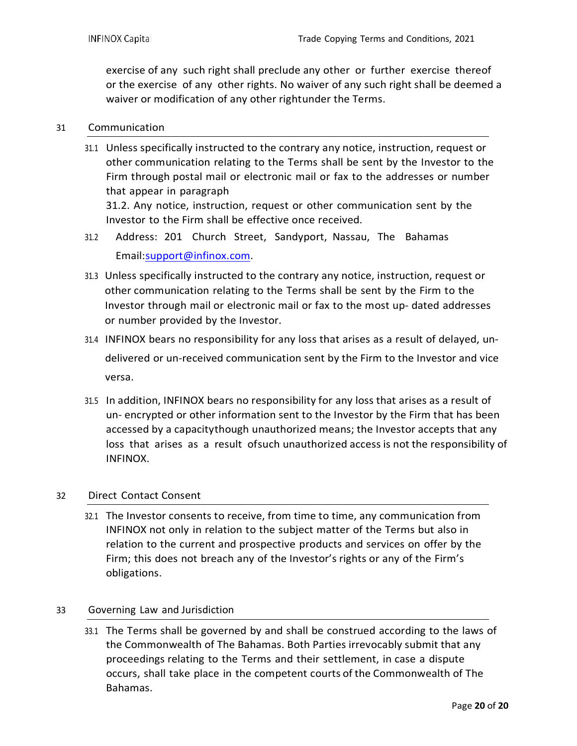exercise of any such right shall preclude any other or further exercise thereof or the exercise of any other rights. No waiver of any such right shall be deemed a waiver or modification of any other rightunder the Terms.

## 31 Communication

31.1 Unless specifically instructed to the contrary any notice, instruction, request or other communication relating to the Terms shall be sent by the Investor to the Firm through postal mail or electronic mail or fax to the addresses or number that appear in paragraph 31.2. Any notice, instruction, request or other communication sent by the Investor to the Firm shall be effective once received.

31.2 Address: 201 Church Street, Sandyport, Nassau, The Bahamas
Email:support@infinox.com.

31.3 Unless specifically instructed to the contrary any notice, instruction, request or other communication relating to the Terms shall be sent by the Firm to the Investor through mail or electronic mail or fax to the most up- dated addresses or number provided by the Investor.

31.4 INFINOX bears no responsibility for any loss that arises as a result of delayed, un-delivered or un-received communication sent by the Firm to the Investor and vice versa.

31.5 In addition, INFINOX bears no responsibility for any loss that arises as a result of un- encrypted or other information sent to the Investor by the Firm that has been accessed by a capacitythough unauthorized means; the Investor accepts that any loss that arises as a result ofsuch unauthorized access is not the responsibility of INFINOX.

## 32 Direct Contact Consent

32.1 The Investor consents to receive, from time to time, any communication from INFINOX not only in relation to the subject matter of the Terms but also in relation to the current and prospective products and services on offer by the Firm; this does not breach any of the Investor's rights or any of the Firm's obligations.

## 33 Governing Law and Jurisdiction

33.1 The Terms shall be governed by and shall be construed according to the laws of the Commonwealth of The Bahamas. Both Parties irrevocably submit that any proceedings relating to the Terms and their settlement, in case a dispute occurs, shall take place in the competent courts of the Commonwealth of The Bahamas.